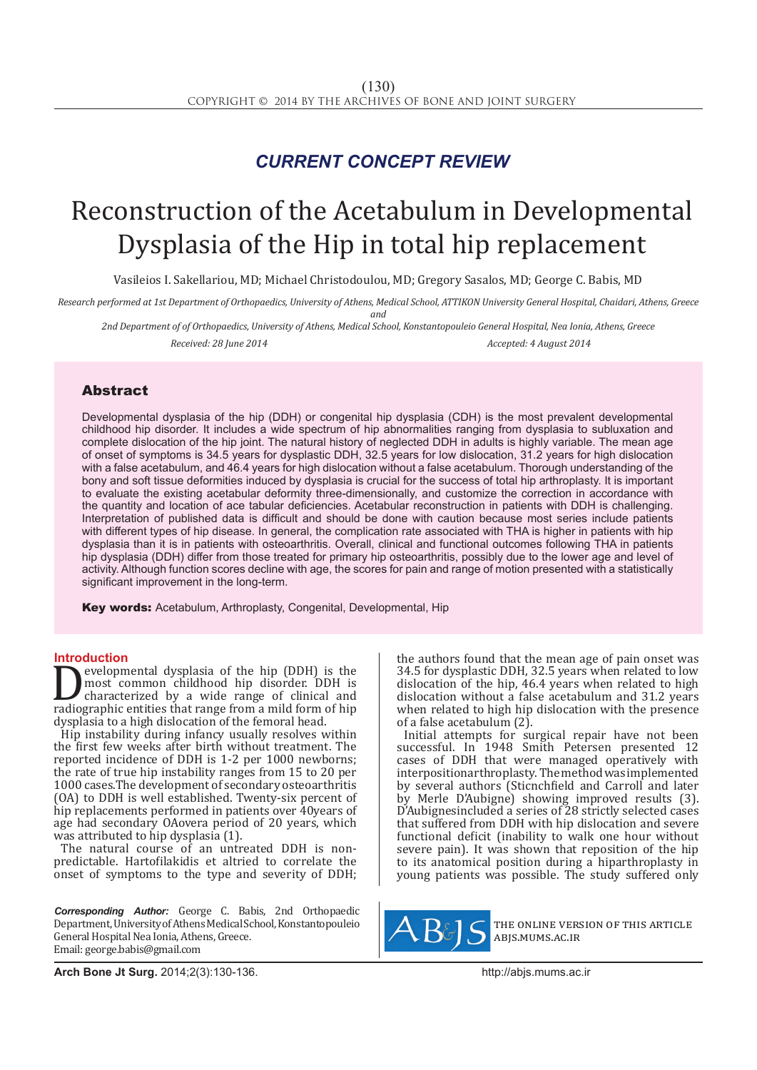*CURRENT CONCEPT REVIEW*

# Reconstruction of the Acetabulum in Developmental Dysplasia of the Hip in total hip replacement

Vasileios I. Sakellariou, MD; Michael Christodoulou, MD; Gregory Sasalos, MD; George C. Babis, MD

*Research performed at 1st Department of Orthopaedics, University of Athens, Medical School, ATTIKON University General Hospital, Chaidari, Athens, Greece*
*and*
*2nd Department of of Orthopaedics, University of Athens, Medical School, Konstantopouleio General Hospital, Nea Ionia, Athens, Greece*

*Received: 28 June 2014* *Accepted: 4 August 2014*

## Abstract

Developmental dysplasia of the hip (DDH) or congenital hip dysplasia (CDH) is the most prevalent developmental childhood hip disorder. It includes a wide spectrum of hip abnormalities ranging from dysplasia to subluxation and complete dislocation of the hip joint. The natural history of neglected DDH in adults is highly variable. The mean age of onset of symptoms is 34.5 years for dysplastic DDH, 32.5 years for low dislocation, 31.2 years for high dislocation with a false acetabulum, and 46.4 years for high dislocation without a false acetabulum. Thorough understanding of the bony and soft tissue deformities induced by dysplasia is crucial for the success of total hip arthroplasty. It is important to evaluate the existing acetabular deformity three-dimensionally, and customize the correction in accordance with the quantity and location of ace tabular deficiencies. Acetabular reconstruction in patients with DDH is challenging. Interpretation of published data is difficult and should be done with caution because most series include patients with different types of hip disease. In general, the complication rate associated with THA is higher in patients with hip dysplasia than it is in patients with osteoarthritis. Overall, clinical and functional outcomes following THA in patients hip dysplasia (DDH) differ from those treated for primary hip osteoarthritis, possibly due to the lower age and level of activity. Although function scores decline with age, the scores for pain and range of motion presented with a statistically significant improvement in the long-term.

**Key words:** Acetabulum, Arthroplasty, Congenital, Developmental, Hip

## Introduction

Developmental dysplasia of the hip (DDH) is the most common childhood hip disorder. DDH is characterized by a wide range of clinical and radiographic entities that range from a mild form of hip dysplasia to a high dislocation of the femoral head.

Hip instability during infancy usually resolves within the first few weeks after birth without treatment. The reported incidence of DDH is 1-2 per 1000 newborns; the rate of true hip instability ranges from 15 to 20 per 1000 cases.The development of secondary osteoarthritis (OA) to DDH is well established. Twenty-six percent of hip replacements performed in patients over 40years of age had secondary OAovera period of 20 years, which was attributed to hip dysplasia (1).

The natural course of an untreated DDH is non-predictable. Hartofilakidis et altried to correlate the onset of symptoms to the type and severity of DDH; the authors found that the mean age of pain onset was 34.5 for dysplastic DDH, 32.5 years when related to low dislocation of the hip, 46.4 years when related to high dislocation without a false acetabulum and 31.2 years when related to high hip dislocation with the presence of a false acetabulum (2).

Initial attempts for surgical repair have not been successful. In 1948 Smith Petersen presented 12 cases of DDH that were managed operatively with interpositionarthroplasty. The method was implemented by several authors (Sticnchfield and Carroll and later by Merle D'Aubigne) showing improved results (3). D'Aubignesincluded a series of 28 strictly selected cases that suffered from DDH with hip dislocation and severe functional deficit (inability to walk one hour without severe pain). It was shown that reposition of the hip to its anatomical position during a hiparthroplasty in young patients was possible. The study suffered only

***Corresponding Author:*** George C. Babis, 2nd Orthopaedic Department, University of Athens Medical School, Konstantopouleio General Hospital Nea Ionia, Athens, Greece.
Email: george.babis@gmail.com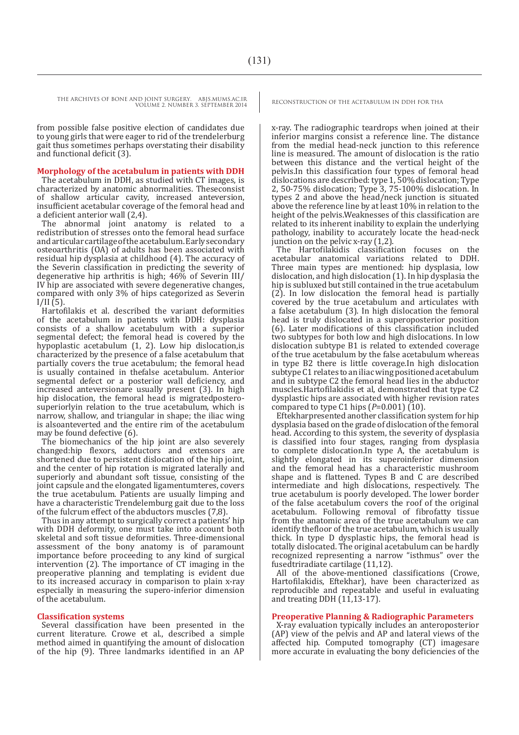from possible false positive election of candidates due to young girls that were eager to rid of the trendelerburg gait thus sometimes perhaps overstating their disability and functional deficit (3).

## Morphology of the acetabulum in patients with DDH

The acetabulum in DDH, as studied with CT images, is characterized by anatomic abnormalities. Theseconsist of shallow articular cavity, increased anteversion, insufficient acetabular coverage of the femoral head and a deficient anterior wall (2,4).

The abnormal joint anatomy is related to a redistribution of stresses onto the femoral head surface and articular cartilage of the acetabulum. Early secondary osteoarthritis (OA) of adults has been associated with residual hip dysplasia at childhood (4). The accuracy of the Severin classification in predicting the severity of degenerative hip arthritis is high; 46% of Severin III/IV hip are associated with severe degenerative changes, compared with only 3% of hips categorized as Severin I/II (5).

Hartofilakis et al. described the variant deformities of the acetabulum in patients with DDH: dysplasia consists of a shallow acetabulum with a superior segmental defect; the femoral head is covered by the hypoplastic acetabulum (1, 2). Low hip dislocation,is characterized by the presence of a false acetabulum that partially covers the true acetabulum; the femoral head is usually contained in thefalse acetabulum. Anterior segmental defect or a posterior wall deficiency, and increased anteversionare usually present (3). In high hip dislocation, the femoral head is migratedpostero-superiorlyin relation to the true acetabulum, which is narrow, shallow, and triangular in shape; the iliac wing is alsoanteverted and the entire rim of the acetabulum may be found defective (6).

The biomechanics of the hip joint are also severely changed:hip flexors, adductors and extensors are shortened due to persistent dislocation of the hip joint, and the center of hip rotation is migrated laterally and superiorly and abundant soft tissue, consisting of the joint capsule and the elongated ligamentumteres, covers the true acetabulum. Patients are usually limping and have a characteristic Trendelemburg gait due to the loss of the fulcrum effect of the abductors muscles (7,8).

Thus in any attempt to surgically correct a patients' hip with DDH deformity, one must take into account both skeletal and soft tissue deformities. Three-dimensional assessment of the bony anatomy is of paramount importance before proceeding to any kind of surgical intervention (2). The importance of CT imaging in the preoperative planning and templating is evident due to its increased accuracy in comparison to plain x-ray especially in measuring the supero-inferior dimension of the acetabulum.

## Classification systems

Several classification have been presented in the current literature. Crowe et al., described a simple method aimed in quantifying the amount of dislocation of the hip (9). Three landmarks identified in an AP x-ray. The radiographic teardrops when joined at their inferior margins consist a reference line. The distance from the medial head-neck junction to this reference line is measured. The amount of dislocation is the ratio between this distance and the vertical height of the pelvis.In this classification four types of femoral head dislocations are described: type 1, 50% dislocation; Type 2, 50-75% dislocation; Type 3, 75-100% dislocation. In types 2 and above the head/neck junction is situated above the reference line by at least 10% in relation to the height of the pelvis.Weaknesses of this classification are related to its inherent inability to explain the underlying pathology, inability to accurately locate the head-neck junction on the pelvic x-ray (1,2).

The Hartofilakidis classification focuses on the acetabular anatomical variations related to DDH. Three main types are mentioned: hip dysplasia, low dislocation, and high dislocation (1). In hip dysplasia the hip is subluxed but still contained in the true acetabulum (2). In low dislocation the femoral head is partially covered by the true acetabulum and articulates with a false acetabulum (3). In high dislocation the femoral head is truly dislocated in a superoposterior position (6). Later modifications of this classification included two subtypes for both low and high dislocations. In low dislocation subtype B1 is related to extended coverage of the true acetabulum by the false acetabulum whereas in type B2 there is little coverage.In high dislocation subtype C1 relates to an iliac wing positioned acetabulum and in subtype C2 the femoral head lies in the abductor muscles.Hartofilakidis et al, demonstrated that type C2 dysplastic hips are associated with higher revision rates compared to type C1 hips ($P$=0.001) (10).

Eftekharpresented another classification system for hip dysplasia based on the grade of dislocation of the femoral head. According to this system, the severity of dysplasia is classified into four stages, ranging from hip dysplasia to complete dislocation.In type A, the acetabulum is slightly elongated in its superoinferior dimension and the femoral head has a characteristic mushroom shape and is flattened. Types B and C are described intermediate and high dislocations, respectively. The true acetabulum is poorly developed. The lower border of the false acetabulum covers the roof of the original acetabulum. Following removal of fibrofatty tissue from the anatomic area of the true acetabulum we can identify thefloor of the true acetabulum, which is usually thick. In type D dysplastic hips, the femoral head is totally dislocated. The original acetabulum can be hardly recognized representing a narrow "isthmus" over the fusedtriradiate cartilage (11,12).

All of the above-mentioned classifications (Crowe, Hartofilakidis, Eftekhar), have been characterized as reproducible and repeatable and useful in evaluating and treating DDH (11,13-17).

## Preoperative Planning & Radiographic Parameters

X-ray evaluation typically includes an anteroposterior (AP) view of the pelvis and AP and lateral views of the affected hip. Computed tomography (CT) imagesare more accurate in evaluating the bony deficiencies of the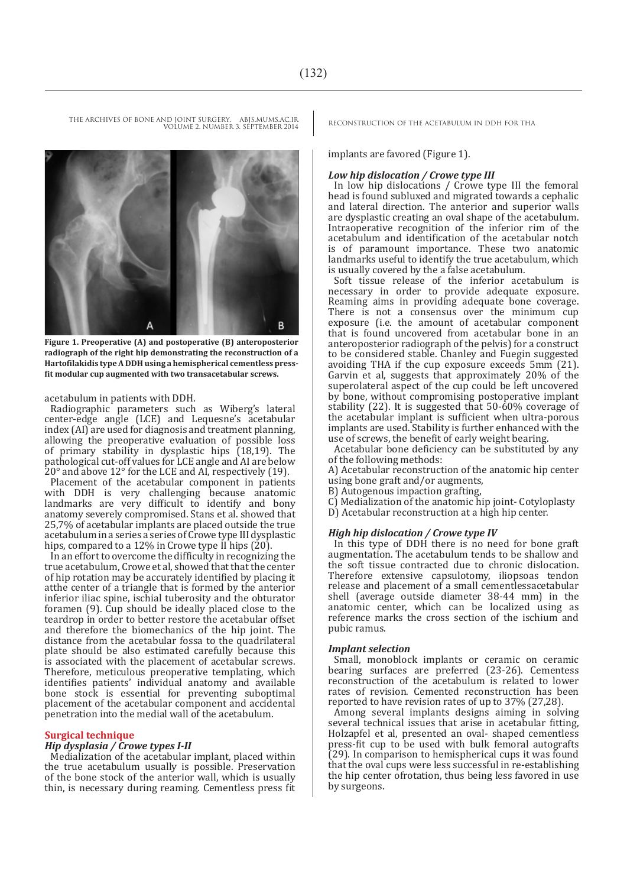Figure 1. Preoperative (A) and postoperative (B) anteroposterior radiograph of the right hip demonstrating the reconstruction of a Hartofilakidis type A DDH using a hemispherical cementless press-fit modular cup augmented with two transacetabular screws.

acetabulum in patients with DDH.

Radiographic parameters such as Wiberg's lateral center-edge angle (LCE) and Lequesne's acetabular index (AI) are used for diagnosis and treatment planning, allowing the preoperative evaluation of possible loss of primary stability in dysplastic hips (18,19). The pathological cut-off values for LCE angle and AI are below 20° and above 12° for the LCE and AI, respectively (19).

Placement of the acetabular component in patients with DDH is very challenging because anatomic landmarks are very difficult to identify and bony anatomy severely compromised. Stans et al. showed that 25,7% of acetabular implants are placed outside the true acetabulum in a series a series of Crowe type III dysplastic hips, compared to a 12% in Crowe type II hips (20).

In an effort to overcome the difficulty in recognizing the true acetabulum, Crowe et al, showed that that the center of hip rotation may be accurately identified by placing it atthe center of a triangle that is formed by the anterior inferior iliac spine, ischial tuberosity and the obturator foramen (9). Cup should be ideally placed close to the teardrop in order to better restore the acetabular offset and therefore the biomechanics of the hip joint. The distance from the acetabular fossa to the quadrilateral plate should be also estimated carefully because this is associated with the placement of acetabular screws. Therefore, meticulous preoperative templating, which identifies patients' individual anatomy and available bone stock is essential for preventing suboptimal placement of the acetabular component and accidental penetration into the medial wall of the acetabulum.

## Surgical technique

### *Hip dysplasia / Crowe types I-II*

Medialization of the acetabular implant, placed within the true acetabulum usually is possible. Preservation of the bone stock of the anterior wall, which is usually thin, is necessary during reaming. Cementless press fit implants are favored (Figure 1).

### *Low hip dislocation / Crowe type III*

In low hip dislocations / Crowe type III the femoral head is found subluxed and migrated towards a cephalic and lateral direction. The anterior and superior walls are dysplastic creating an oval shape of the acetabulum. Intraoperative recognition of the inferior rim of the acetabulum and identification of the acetabular notch is of paramount importance. These two anatomic landmarks useful to identify the true acetabulum, which is usually covered by the a false acetabulum.

Soft tissue release of the inferior acetabulum is necessary in order to provide adequate exposure. Reaming aims in providing adequate bone coverage. There is not a consensus over the minimum cup exposure (i.e. the amount of acetabular component that is found uncovered from acetabular bone in an anteroposterior radiograph of the pelvis) for a construct to be considered stable. Chanley and Fuegin suggested avoiding THA if the cup exposure exceeds 5mm (21). Garvin et al, suggests that approximately 20% of the superolateral aspect of the cup could be left uncovered by bone, without compromising postoperative implant stability (22). It is suggested that 50-60% coverage of the acetabular implant is sufficient when ultra-porous implants are used. Stability is further enhanced with the use of screws, the benefit of early weight bearing.

Acetabular bone deficiency can be substituted by any of the following methods:

A) Acetabular reconstruction of the anatomic hip center using bone graft and/or augments,  
B) Autogenous impaction grafting,  
C) Medialization of the anatomic hip joint- Cotyloplasty  
D) Acetabular reconstruction at a high hip center.

### *High hip dislocation / Crowe type IV*

In this type of DDH there is no need for bone graft augmentation. The acetabulum tends to be shallow and the soft tissue contracted due to chronic dislocation. Therefore extensive capsulotomy, iliopsoas tendon release and placement of a small cementlessacetabular shell (average outside diameter 38-44 mm) in the anatomic center, which can be localized using as reference marks the cross section of the ischium and pubic ramus.

### *Implant selection*

Small, monoblock implants or ceramic on ceramic bearing surfaces are preferred (23-26). Cementess reconstruction of the acetabulum is related to lower rates of revision. Cemented reconstruction has been reported to have revision rates of up to 37% (27,28).

Among several implants designs aiming in solving several technical issues that arise in acetabular fitting, Holzapfel et al, presented an oval- shaped cementless press-fit cup to be used with bulk femoral autografts (29). In comparison to hemispherical cups it was found that the oval cups were less successful in re-establishing the hip center ofrotation, thus being less favored in use by surgeons.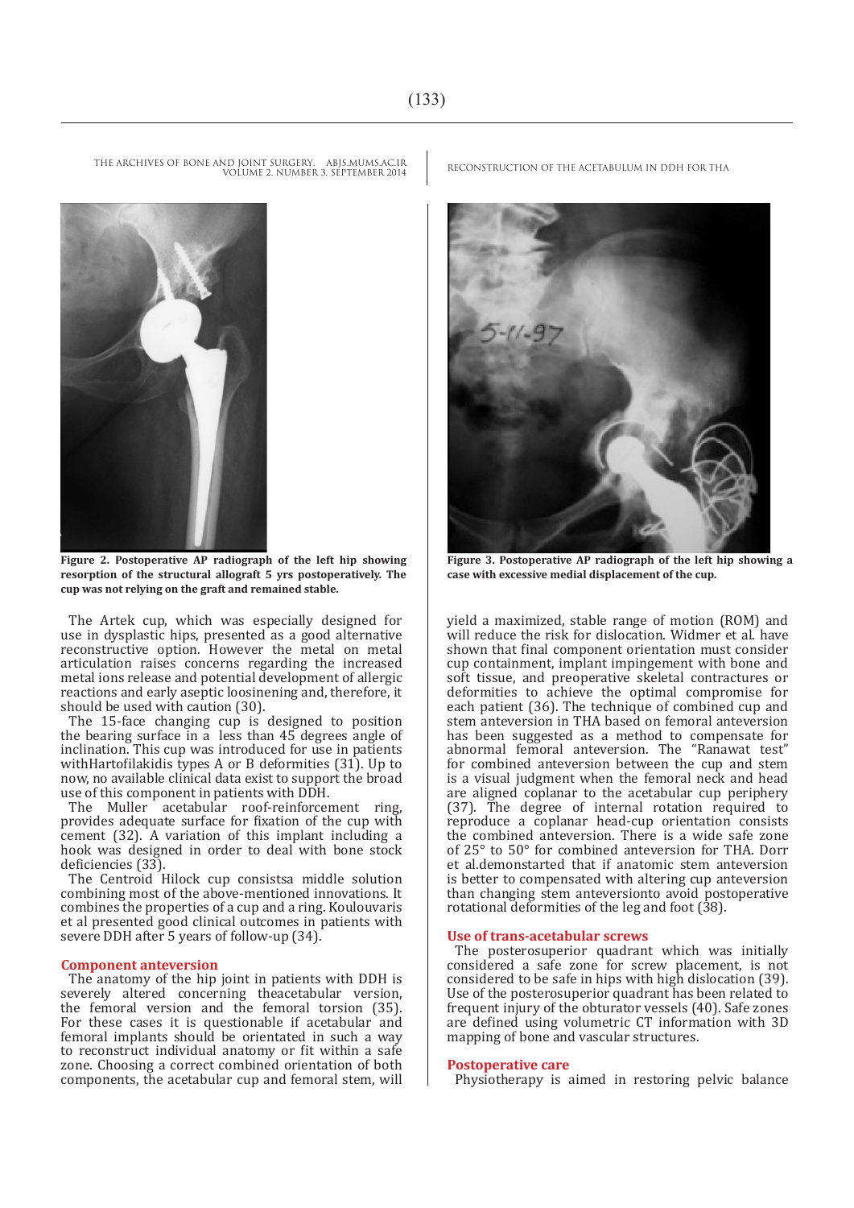Figure 2. Postoperative AP radiograph of the left hip showing resorption of the structural allograft 5 yrs postoperatively. The cup was not relying on the graft and remained stable.

Figure 3. Postoperative AP radiograph of the left hip showing a case with excessive medial displacement of the cup.

The Artek cup, which was especially designed for use in dysplastic hips, presented as a good alternative reconstructive option. However the metal on metal articulation raises concerns regarding the increased metal ions release and potential development of allergic reactions and early aseptic loosinening and, therefore, it should be used with caution (30).

The 15-face changing cup is designed to position the bearing surface in a less than 45 degrees angle of inclination. This cup was introduced for use in patients withHartofilakidis types A or B deformities (31). Up to now, no available clinical data exist to support the broad use of this component in patients with DDH.

The Muller acetabular roof-reinforcement ring, provides adequate surface for fixation of the cup with cement (32). A variation of this implant including a hook was designed in order to deal with bone stock deficiencies (33).

The Centroid Hilock cup consistsa middle solution combining most of the above-mentioned innovations. It combines the properties of a cup and a ring. Koulouvaris et al presented good clinical outcomes in patients with severe DDH after 5 years of follow-up (34).

## Component anteversion

The anatomy of the hip joint in patients with DDH is severely altered concerning theacetabular version, the femoral version and the femoral torsion (35). For these cases it is questionable if acetabular and femoral implants should be orientated in such a way to reconstruct individual anatomy or fit within a safe zone. Choosing a correct combined orientation of both components, the acetabular cup and femoral stem, will yield a maximized, stable range of motion (ROM) and will reduce the risk for dislocation. Widmer et al. have shown that final component orientation must consider cup containment, implant impingement with bone and soft tissue, and preoperative skeletal contractures or deformities to achieve the optimal compromise for each patient (36). The technique of combined cup and stem anteversion in THA based on femoral anteversion has been suggested as a method to compensate for abnormal femoral anteversion. The "Ranawat test" for combined anteversion between the cup and stem is a visual judgment when the femoral neck and head are aligned coplanar to the acetabular cup periphery (37). The degree of internal rotation required to reproduce a coplanar head-cup orientation consists the combined anteversion. There is a wide safe zone of 25° to 50° for combined anteversion for THA. Dorr et al.demonstarted that if anatomic stem anteversion is better to compensated with altering cup anteversion than changing stem anteversionto avoid postoperative rotational deformities of the leg and foot (38).

## Use of trans-acetabular screws

The posterosuperior quadrant which was initially considered a safe zone for screw placement, is not considered to be safe in hips with high dislocation (39). Use of the posterosuperior quadrant has been related to frequent injury of the obturator vessels (40). Safe zones are defined using volumetric CT information with 3D mapping of bone and vascular structures.

## Postoperative care

Physiotherapy is aimed in restoring pelvic balance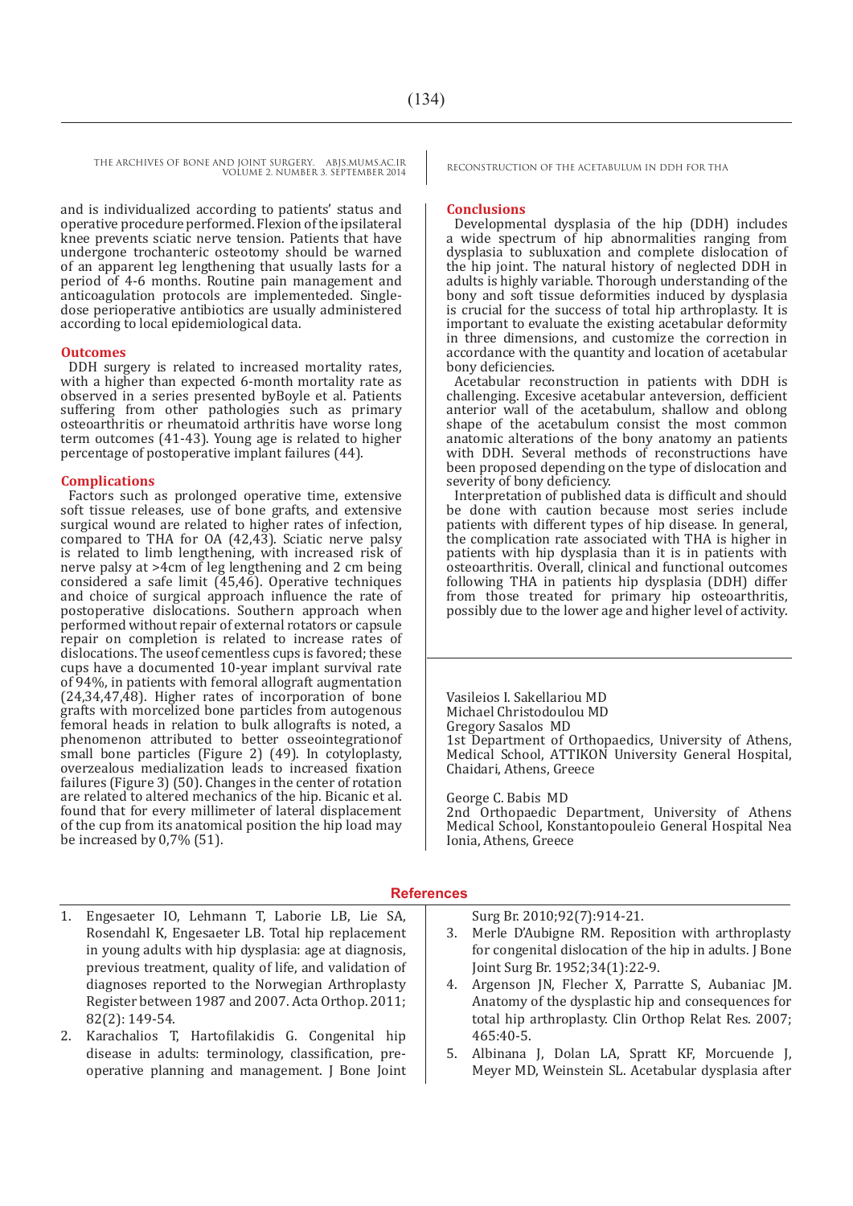and is individualized according to patients' status and operative procedure performed. Flexion of the ipsilateral knee prevents sciatic nerve tension. Patients that have undergone trochanteric osteotomy should be warned of an apparent leg lengthening that usually lasts for a period of 4-6 months. Routine pain management and anticoagulation protocols are implementeded. Single-dose perioperative antibiotics are usually administered according to local epidemiological data.

## Outcomes

DDH surgery is related to increased mortality rates, with a higher than expected 6-month mortality rate as observed in a series presented byBoyle et al. Patients suffering from other pathologies such as primary osteoarthritis or rheumatoid arthritis have worse long term outcomes (41-43). Young age is related to higher percentage of postoperative implant failures (44).

## Complications

Factors such as prolonged operative time, extensive soft tissue releases, use of bone grafts, and extensive surgical wound are related to higher rates of infection, compared to THA for OA (42,43). Sciatic nerve palsy is related to limb lengthening, with increased risk of nerve palsy at >4cm of leg lengthening and 2 cm being considered a safe limit (45,46). Operative techniques and choice of surgical approach influence the rate of postoperative dislocations. Southern approach when performed without repair of external rotators or capsule repair on completion is related to increase rates of dislocations. The useof cementless cups is favored; these cups have a documented 10-year implant survival rate of 94%, in patients with femoral allograft augmentation (24,34,47,48). Higher rates of incorporation of bone grafts with morcelized bone particles from autogenous femoral heads in relation to bulk allografts is noted, a phenomenon attributed to better osseointegrationof small bone particles (Figure 2) (49). In cotyloplasty, overzealous medialization leads to increased fixation failures (Figure 3) (50). Changes in the center of rotation are related to altered mechanics of the hip. Bicanic et al. found that for every millimeter of lateral displacement of the cup from its anatomical position the hip load may be increased by 0,7% (51).

## Conclusions

Developmental dysplasia of the hip (DDH) includes a wide spectrum of hip abnormalities ranging from dysplasia to subluxation and complete dislocation of the hip joint. The natural history of neglected DDH in adults is highly variable. Thorough understanding of the bony and soft tissue deformities induced by dysplasia is crucial for the success of total hip arthroplasty. It is important to evaluate the existing acetabular deformity in three dimensions, and customize the correction in accordance with the quantity and location of acetabular bony deficiencies.

Acetabular reconstruction in patients with DDH is challenging. Excesive acetabular anteversion, defficient anterior wall of the acetabulum, shallow and oblong shape of the acetabulum consist the most common anatomic alterations of the bony anatomy an patients with DDH. Several methods of reconstructions have been proposed depending on the type of dislocation and severity of bony deficiency.

Interpretation of published data is difficult and should be done with caution because most series include patients with different types of hip disease. In general, the complication rate associated with THA is higher in patients with hip dysplasia than it is in patients with osteoarthritis. Overall, clinical and functional outcomes following THA in patients hip dysplasia (DDH) differ from those treated for primary hip osteoarthritis, possibly due to the lower age and higher level of activity.

Vasileios I. Sakellariou MD
Michael Christodoulou MD
Gregory Sasalos MD
1st Department of Orthopaedics, University of Athens, Medical School, ATTIKON University General Hospital, Chaidari, Athens, Greece

George C. Babis MD
2nd Orthopaedic Department, University of Athens Medical School, Konstantopouleio General Hospital Nea Ionia, Athens, Greece

## References

1. Engesaeter IO, Lehmann T, Laborie LB, Lie SA, Rosendahl K, Engesaeter LB. Total hip replacement in young adults with hip dysplasia: age at diagnosis, previous treatment, quality of life, and validation of diagnoses reported to the Norwegian Arthroplasty Register between 1987 and 2007. Acta Orthop. 2011; 82(2): 149-54.
2. Karachalios T, Hartofilakidis G. Congenital hip disease in adults: terminology, classification, pre-operative planning and management. J Bone Joint Surg Br. 2010;92(7):914-21.
3. Merle D'Aubigne RM. Reposition with arthroplasty for congenital dislocation of the hip in adults. J Bone Joint Surg Br. 1952;34(1):22-9.
4. Argenson JN, Flecher X, Parratte S, Aubaniac JM. Anatomy of the dysplastic hip and consequences for total hip arthroplasty. Clin Orthop Relat Res. 2007; 465:40-5.
5. Albinana J, Dolan LA, Spratt KF, Morcuende J, Meyer MD, Weinstein SL. Acetabular dysplasia after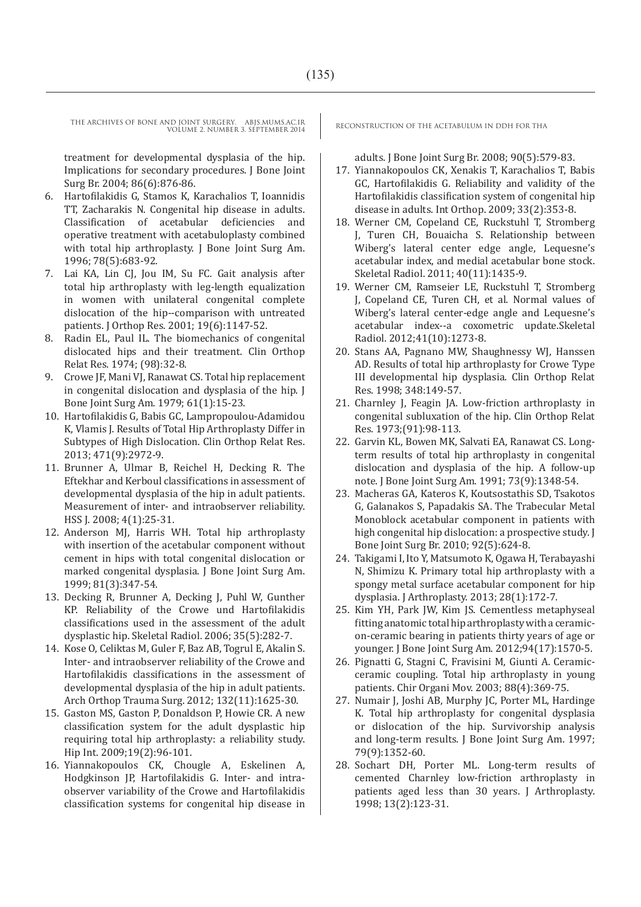treatment for developmental dysplasia of the hip. Implications for secondary procedures. J Bone Joint Surg Br. 2004; 86(6):876-86.

6. Hartofilakidis G, Stamos K, Karachalios T, Ioannidis TT, Zacharakis N. Congenital hip disease in adults. Classification of acetabular deficiencies and operative treatment with acetabuloplasty combined with total hip arthroplasty. J Bone Joint Surg Am. 1996; 78(5):683-92.
7. Lai KA, Lin CJ, Jou IM, Su FC. Gait analysis after total hip arthroplasty with leg-length equalization in women with unilateral congenital complete dislocation of the hip--comparison with untreated patients. J Orthop Res. 2001; 19(6):1147-52.
8. Radin EL, Paul IL. The biomechanics of congenital dislocated hips and their treatment. Clin Orthop Relat Res. 1974; (98):32-8.
9. Crowe JF, Mani VJ, Ranawat CS. Total hip replacement in congenital dislocation and dysplasia of the hip. J Bone Joint Surg Am. 1979; 61(1):15-23.
10. Hartofilakidis G, Babis GC, Lampropoulou-Adamidou K, Vlamis J. Results of Total Hip Arthroplasty Differ in Subtypes of High Dislocation. Clin Orthop Relat Res. 2013; 471(9):2972-9.
11. Brunner A, Ulmar B, Reichel H, Decking R. The Eftekhar and Kerboul classifications in assessment of developmental dysplasia of the hip in adult patients. Measurement of inter- and intraobserver reliability. HSS J. 2008; 4(1):25-31.
12. Anderson MJ, Harris WH. Total hip arthroplasty with insertion of the acetabular component without cement in hips with total congenital dislocation or marked congenital dysplasia. J Bone Joint Surg Am. 1999; 81(3):347-54.
13. Decking R, Brunner A, Decking J, Puhl W, Gunther KP. Reliability of the Crowe und Hartofilakidis classifications used in the assessment of the adult dysplastic hip. Skeletal Radiol. 2006; 35(5):282-7.
14. Kose O, Celiktas M, Guler F, Baz AB, Togrul E, Akalin S. Inter- and intraobserver reliability of the Crowe and Hartofilakidis classifications in the assessment of developmental dysplasia of the hip in adult patients. Arch Orthop Trauma Surg. 2012; 132(11):1625-30.
15. Gaston MS, Gaston P, Donaldson P, Howie CR. A new classification system for the adult dysplastic hip requiring total hip arthroplasty: a reliability study. Hip Int. 2009;19(2):96-101.
16. Yiannakopoulos CK, Chougle A, Eskelinen A, Hodgkinson JP, Hartofilakidis G. Inter- and intra-observer variability of the Crowe and Hartofilakidis classification systems for congenital hip disease in adults. J Bone Joint Surg Br. 2008; 90(5):579-83.
17. Yiannakopoulos CK, Xenakis T, Karachalios T, Babis GC, Hartofilakidis G. Reliability and validity of the Hartofilakidis classification system of congenital hip disease in adults. Int Orthop. 2009; 33(2):353-8.
18. Werner CM, Copeland CE, Ruckstuhl T, Stromberg J, Turen CH, Bouaicha S. Relationship between Wiberg's lateral center edge angle, Lequesne's acetabular index, and medial acetabular bone stock. Skeletal Radiol. 2011; 40(11):1435-9.
19. Werner CM, Ramseier LE, Ruckstuhl T, Stromberg J, Copeland CE, Turen CH, et al. Normal values of Wiberg's lateral center-edge angle and Lequesne's acetabular index--a coxometric update.Skeletal Radiol. 2012;41(10):1273-8.
20. Stans AA, Pagnano MW, Shaughnessy WJ, Hanssen AD. Results of total hip arthroplasty for Crowe Type III developmental hip dysplasia. Clin Orthop Relat Res. 1998; 348:149-57.
21. Charnley J, Feagin JA. Low-friction arthroplasty in congenital subluxation of the hip. Clin Orthop Relat Res. 1973;(91):98-113.
22. Garvin KL, Bowen MK, Salvati EA, Ranawat CS. Long-term results of total hip arthroplasty in congenital dislocation and dysplasia of the hip. A follow-up note. J Bone Joint Surg Am. 1991; 73(9):1348-54.
23. Macheras GA, Kateros K, Koutsostathis SD, Tsakotos G, Galanakos S, Papadakis SA. The Trabecular Metal Monoblock acetabular component in patients with high congenital hip dislocation: a prospective study. J Bone Joint Surg Br. 2010; 92(5):624-8.
24. Takigami I, Ito Y, Matsumoto K, Ogawa H, Terabayashi N, Shimizu K. Primary total hip arthroplasty with a spongy metal surface acetabular component for hip dysplasia. J Arthroplasty. 2013; 28(1):172-7.
25. Kim YH, Park JW, Kim JS. Cementless metaphyseal fitting anatomic total hip arthroplasty with a ceramic-on-ceramic bearing in patients thirty years of age or younger. J Bone Joint Surg Am. 2012;94(17):1570-5.
26. Pignatti G, Stagni C, Fravisini M, Giunti A. Ceramic-ceramic coupling. Total hip arthroplasty in young patients. Chir Organi Mov. 2003; 88(4):369-75.
27. Numair J, Joshi AB, Murphy JC, Porter ML, Hardinge K. Total hip arthroplasty for congenital dysplasia or dislocation of the hip. Survivorship analysis and long-term results. J Bone Joint Surg Am. 1997; 79(9):1352-60.
28. Sochart DH, Porter ML. Long-term results of cemented Charnley low-friction arthroplasty in patients aged less than 30 years. J Arthroplasty. 1998; 13(2):123-31.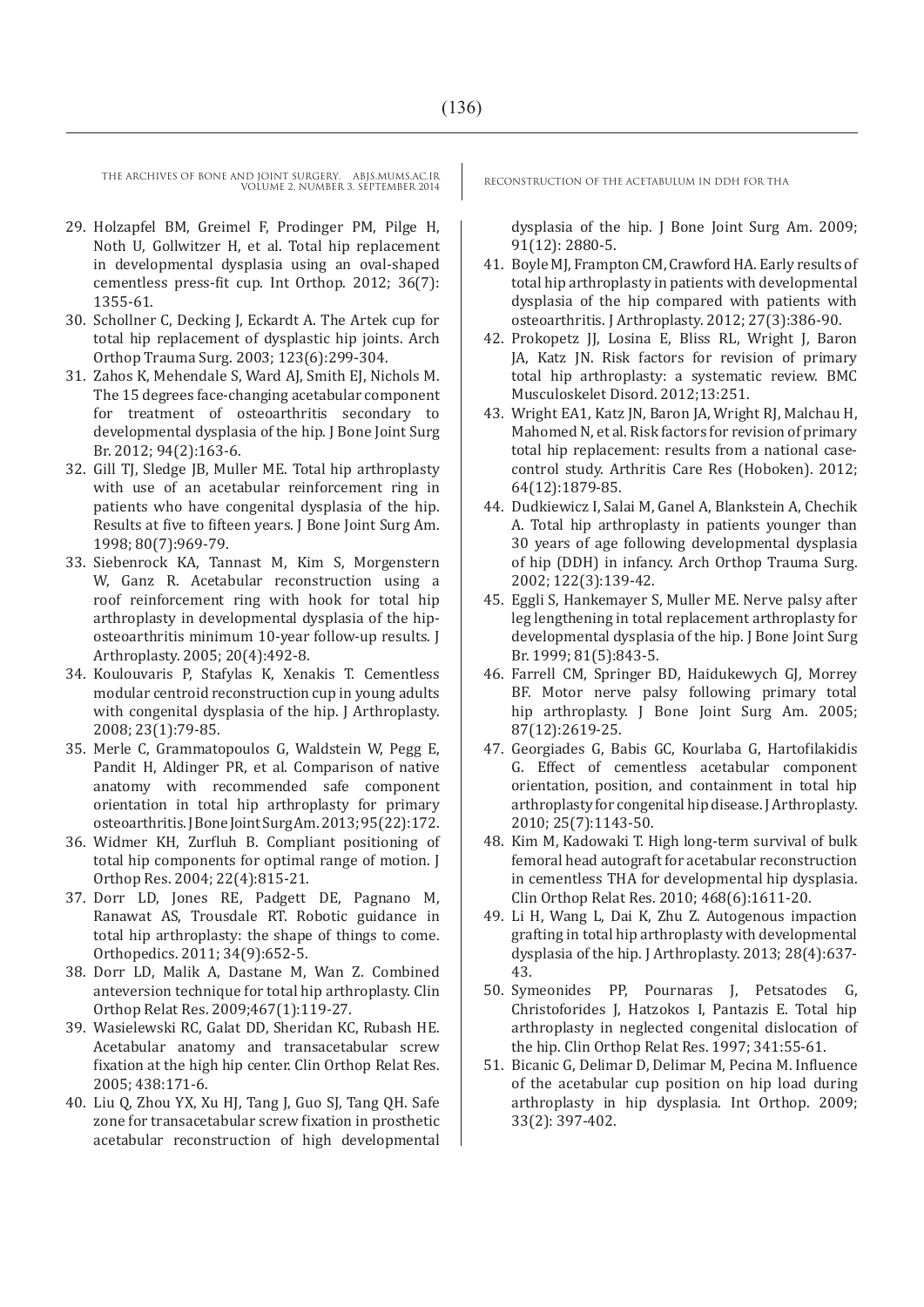29. Holzapfel BM, Greimel F, Prodinger PM, Pilge H, Noth U, Gollwitzer H, et al. Total hip replacement in developmental dysplasia using an oval-shaped cementless press-fit cup. Int Orthop. 2012; 36(7): 1355-61.
30. Schollner C, Decking J, Eckardt A. The Artek cup for total hip replacement of dysplastic hip joints. Arch Orthop Trauma Surg. 2003; 123(6):299-304.
31. Zahos K, Mehendale S, Ward AJ, Smith EJ, Nichols M. The 15 degrees face-changing acetabular component for treatment of osteoarthritis secondary to developmental dysplasia of the hip. J Bone Joint Surg Br. 2012; 94(2):163-6.
32. Gill TJ, Sledge JB, Muller ME. Total hip arthroplasty with use of an acetabular reinforcement ring in patients who have congenital dysplasia of the hip. Results at five to fifteen years. J Bone Joint Surg Am. 1998; 80(7):969-79.
33. Siebenrock KA, Tannast M, Kim S, Morgenstern W, Ganz R. Acetabular reconstruction using a roof reinforcement ring with hook for total hip arthroplasty in developmental dysplasia of the hip-osteoarthritis minimum 10-year follow-up results. J Arthroplasty. 2005; 20(4):492-8.
34. Koulouvaris P, Stafylas K, Xenakis T. Cementless modular centroid reconstruction cup in young adults with congenital dysplasia of the hip. J Arthroplasty. 2008; 23(1):79-85.
35. Merle C, Grammatopoulos G, Waldstein W, Pegg E, Pandit H, Aldinger PR, et al. Comparison of native anatomy with recommended safe component orientation in total hip arthroplasty for primary osteoarthritis. J Bone Joint Surg Am. 2013; 95(22):172.
36. Widmer KH, Zurfluh B. Compliant positioning of total hip components for optimal range of motion. J Orthop Res. 2004; 22(4):815-21.
37. Dorr LD, Jones RE, Padgett DE, Pagnano M, Ranawat AS, Trousdale RT. Robotic guidance in total hip arthroplasty: the shape of things to come. Orthopedics. 2011; 34(9):652-5.
38. Dorr LD, Malik A, Dastane M, Wan Z. Combined anteversion technique for total hip arthroplasty. Clin Orthop Relat Res. 2009;467(1):119-27.
39. Wasielewski RC, Galat DD, Sheridan KC, Rubash HE. Acetabular anatomy and transacetabular screw fixation at the high hip center. Clin Orthop Relat Res. 2005; 438:171-6.
40. Liu Q, Zhou YX, Xu HJ, Tang J, Guo SJ, Tang QH. Safe zone for transacetabular screw fixation in prosthetic acetabular reconstruction of high developmental dysplasia of the hip. J Bone Joint Surg Am. 2009; 91(12): 2880-5.
41. Boyle MJ, Frampton CM, Crawford HA. Early results of total hip arthroplasty in patients with developmental dysplasia of the hip compared with patients with osteoarthritis. J Arthroplasty. 2012; 27(3):386-90.
42. Prokopetz JJ, Losina E, Bliss RL, Wright J, Baron JA, Katz JN. Risk factors for revision of primary total hip arthroplasty: a systematic review. BMC Musculoskelet Disord. 2012;13:251.
43. Wright EA1, Katz JN, Baron JA, Wright RJ, Malchau H, Mahomed N, et al. Risk factors for revision of primary total hip replacement: results from a national case-control study. Arthritis Care Res (Hoboken). 2012; 64(12):1879-85.
44. Dudkiewicz I, Salai M, Ganel A, Blankstein A, Chechik A. Total hip arthroplasty in patients younger than 30 years of age following developmental dysplasia of hip (DDH) in infancy. Arch Orthop Trauma Surg. 2002; 122(3):139-42.
45. Eggli S, Hankemayer S, Muller ME. Nerve palsy after leg lengthening in total replacement arthroplasty for developmental dysplasia of the hip. J Bone Joint Surg Br. 1999; 81(5):843-5.
46. Farrell CM, Springer BD, Haidukewych GJ, Morrey BF. Motor nerve palsy following primary total hip arthroplasty. J Bone Joint Surg Am. 2005; 87(12):2619-25.
47. Georgiades G, Babis GC, Kourlaba G, Hartofilakidis G. Effect of cementless acetabular component orientation, position, and containment in total hip arthroplasty for congenital hip disease. J Arthroplasty. 2010; 25(7):1143-50.
48. Kim M, Kadowaki T. High long-term survival of bulk femoral head autograft for acetabular reconstruction in cementless THA for developmental hip dysplasia. Clin Orthop Relat Res. 2010; 468(6):1611-20.
49. Li H, Wang L, Dai K, Zhu Z. Autogenous impaction grafting in total hip arthroplasty with developmental dysplasia of the hip. J Arthroplasty. 2013; 28(4):637-43.
50. Symeonides PP, Pournaras J, Petsatodes G, Christoforides J, Hatzokos I, Pantazis E. Total hip arthroplasty in neglected congenital dislocation of the hip. Clin Orthop Relat Res. 1997; 341:55-61.
51. Bicanic G, Delimar D, Delimar M, Pecina M. Influence of the acetabular cup position on hip load during arthroplasty in hip dysplasia. Int Orthop. 2009; 33(2): 397-402.